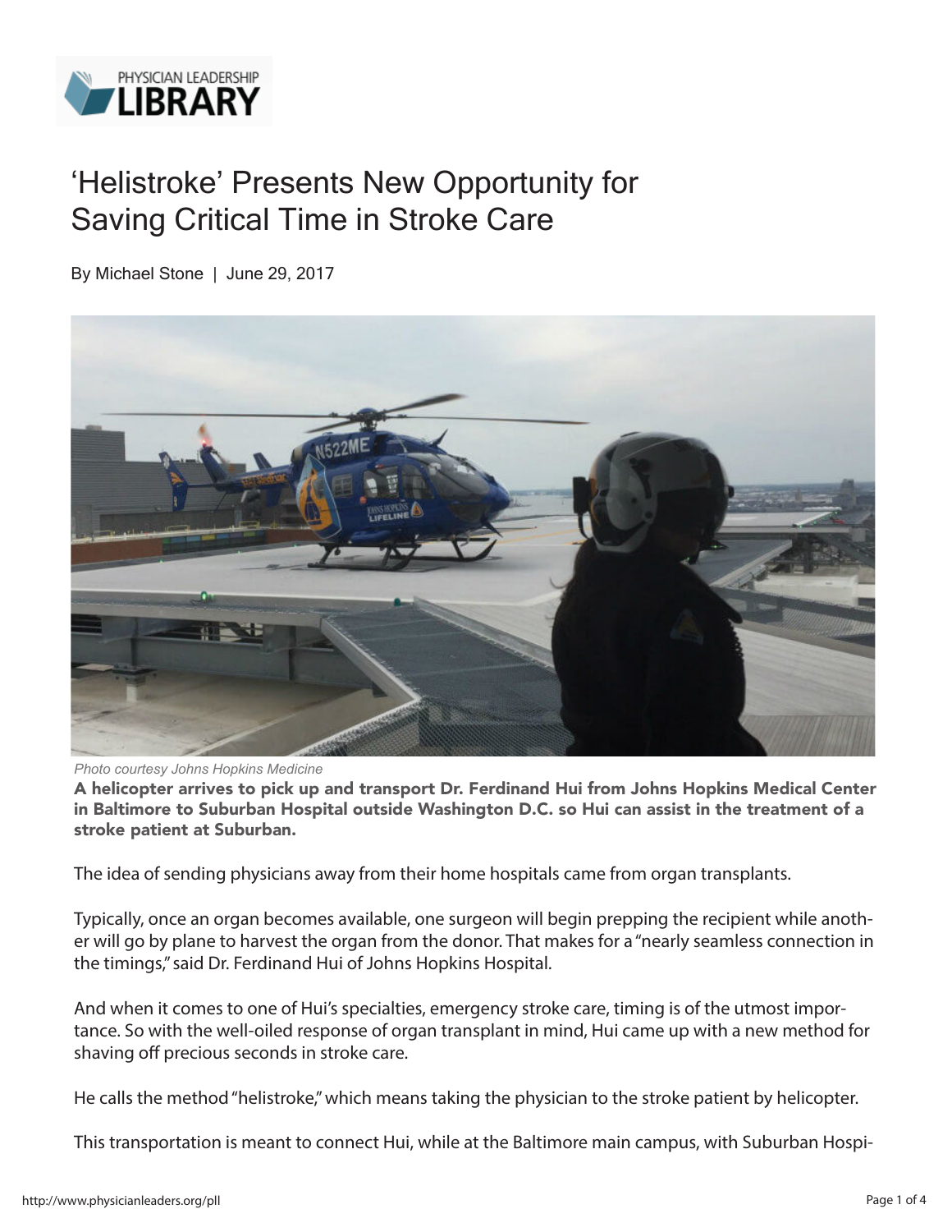PHYSICIAN LEADERSHIP LIBRARY

# 'Helistroke' Presents New Opportunity for Saving Critical Time in Stroke Care

By Michael Stone | June 29, 2017

*Photo courtesy Johns Hopkins Medicine*

**A helicopter arrives to pick up and transport Dr. Ferdinand Hui from Johns Hopkins Medical Center in Baltimore to Suburban Hospital outside Washington D.C. so Hui can assist in the treatment of a stroke patient at Suburban.**

The idea of sending physicians away from their home hospitals came from organ transplants.

Typically, once an organ becomes available, one surgeon will begin prepping the recipient while another will go by plane to harvest the organ from the donor. That makes for a "nearly seamless connection in the timings," said Dr. Ferdinand Hui of Johns Hopkins Hospital.

And when it comes to one of Hui's specialties, emergency stroke care, timing is of the utmost importance. So with the well-oiled response of organ transplant in mind, Hui came up with a new method for shaving off precious seconds in stroke care.

He calls the method "helistroke," which means taking the physician to the stroke patient by helicopter.

This transportation is meant to connect Hui, while at the Baltimore main campus, with Suburban Hospi-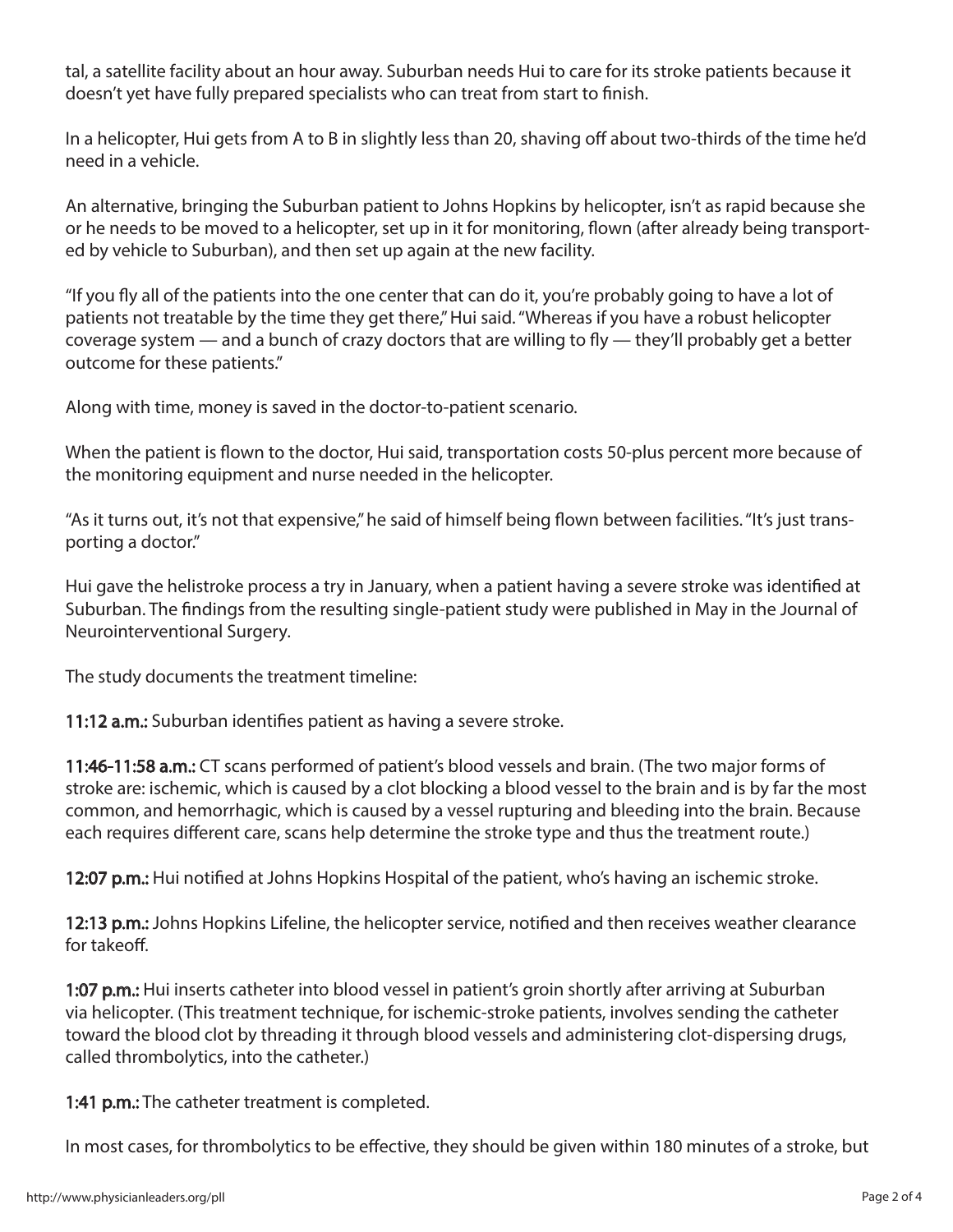tal, a satellite facility about an hour away. Suburban needs Hui to care for its stroke patients because it doesn't yet have fully prepared specialists who can treat from start to finish.

In a helicopter, Hui gets from A to B in slightly less than 20, shaving off about two-thirds of the time he'd need in a vehicle.

An alternative, bringing the Suburban patient to Johns Hopkins by helicopter, isn't as rapid because she or he needs to be moved to a helicopter, set up in it for monitoring, flown (after already being transported by vehicle to Suburban), and then set up again at the new facility.

"If you fly all of the patients into the one center that can do it, you're probably going to have a lot of patients not treatable by the time they get there," Hui said. "Whereas if you have a robust helicopter coverage system — and a bunch of crazy doctors that are willing to fly — they'll probably get a better outcome for these patients."

Along with time, money is saved in the doctor-to-patient scenario.

When the patient is flown to the doctor, Hui said, transportation costs 50-plus percent more because of the monitoring equipment and nurse needed in the helicopter.

"As it turns out, it's not that expensive," he said of himself being flown between facilities. "It's just transporting a doctor."

Hui gave the helistroke process a try in January, when a patient having a severe stroke was identified at Suburban. The findings from the resulting single-patient study were published in May in the Journal of Neurointerventional Surgery.

The study documents the treatment timeline:

**11:12 a.m.:** Suburban identifies patient as having a severe stroke.

**11:46-11:58 a.m.:** CT scans performed of patient's blood vessels and brain. (The two major forms of stroke are: ischemic, which is caused by a clot blocking a blood vessel to the brain and is by far the most common, and hemorrhagic, which is caused by a vessel rupturing and bleeding into the brain. Because each requires different care, scans help determine the stroke type and thus the treatment route.)

**12:07 p.m.:** Hui notified at Johns Hopkins Hospital of the patient, who's having an ischemic stroke.

**12:13 p.m.:** Johns Hopkins Lifeline, the helicopter service, notified and then receives weather clearance for takeoff.

**1:07 p.m.:** Hui inserts catheter into blood vessel in patient's groin shortly after arriving at Suburban via helicopter. (This treatment technique, for ischemic-stroke patients, involves sending the catheter toward the blood clot by threading it through blood vessels and administering clot-dispersing drugs, called thrombolytics, into the catheter.)

**1:41 p.m.:** The catheter treatment is completed.

In most cases, for thrombolytics to be effective, they should be given within 180 minutes of a stroke, but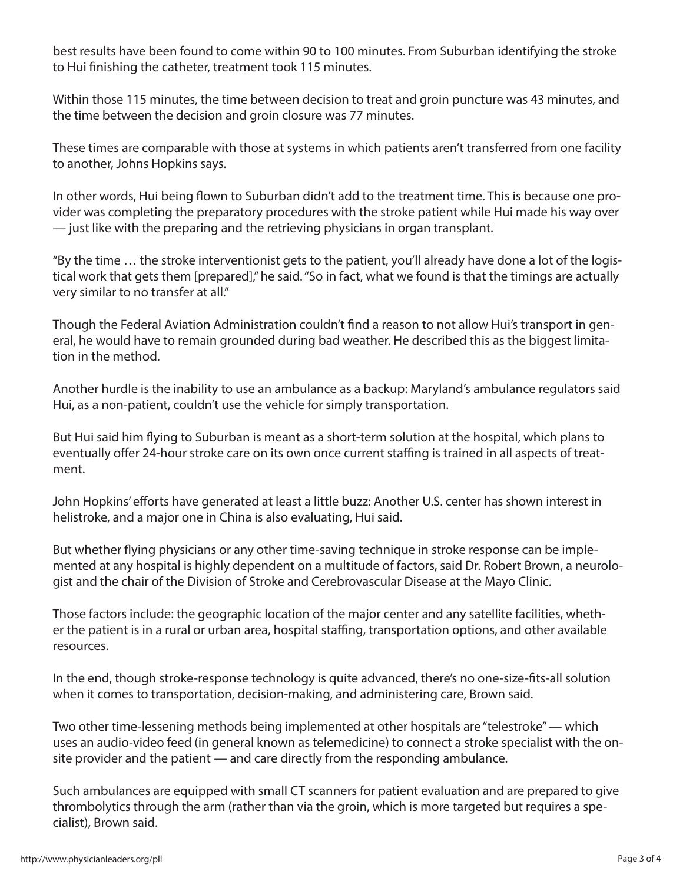best results have been found to come within 90 to 100 minutes. From Suburban identifying the stroke to Hui finishing the catheter, treatment took 115 minutes.

Within those 115 minutes, the time between decision to treat and groin puncture was 43 minutes, and the time between the decision and groin closure was 77 minutes.

These times are comparable with those at systems in which patients aren't transferred from one facility to another, Johns Hopkins says.

In other words, Hui being flown to Suburban didn't add to the treatment time. This is because one provider was completing the preparatory procedures with the stroke patient while Hui made his way over — just like with the preparing and the retrieving physicians in organ transplant.

"By the time … the stroke interventionist gets to the patient, you'll already have done a lot of the logistical work that gets them [prepared]," he said. "So in fact, what we found is that the timings are actually very similar to no transfer at all."

Though the Federal Aviation Administration couldn't find a reason to not allow Hui's transport in general, he would have to remain grounded during bad weather. He described this as the biggest limitation in the method.

Another hurdle is the inability to use an ambulance as a backup: Maryland's ambulance regulators said Hui, as a non-patient, couldn't use the vehicle for simply transportation.

But Hui said him flying to Suburban is meant as a short-term solution at the hospital, which plans to eventually offer 24-hour stroke care on its own once current staffing is trained in all aspects of treatment.

John Hopkins' efforts have generated at least a little buzz: Another U.S. center has shown interest in helistroke, and a major one in China is also evaluating, Hui said.

But whether flying physicians or any other time-saving technique in stroke response can be implemented at any hospital is highly dependent on a multitude of factors, said Dr. Robert Brown, a neurologist and the chair of the Division of Stroke and Cerebrovascular Disease at the Mayo Clinic.

Those factors include: the geographic location of the major center and any satellite facilities, whether the patient is in a rural or urban area, hospital staffing, transportation options, and other available resources.

In the end, though stroke-response technology is quite advanced, there's no one-size-fits-all solution when it comes to transportation, decision-making, and administering care, Brown said.

Two other time-lessening methods being implemented at other hospitals are "telestroke" — which uses an audio-video feed (in general known as telemedicine) to connect a stroke specialist with the on-site provider and the patient — and care directly from the responding ambulance.

Such ambulances are equipped with small CT scanners for patient evaluation and are prepared to give thrombolytics through the arm (rather than via the groin, which is more targeted but requires a specialist), Brown said.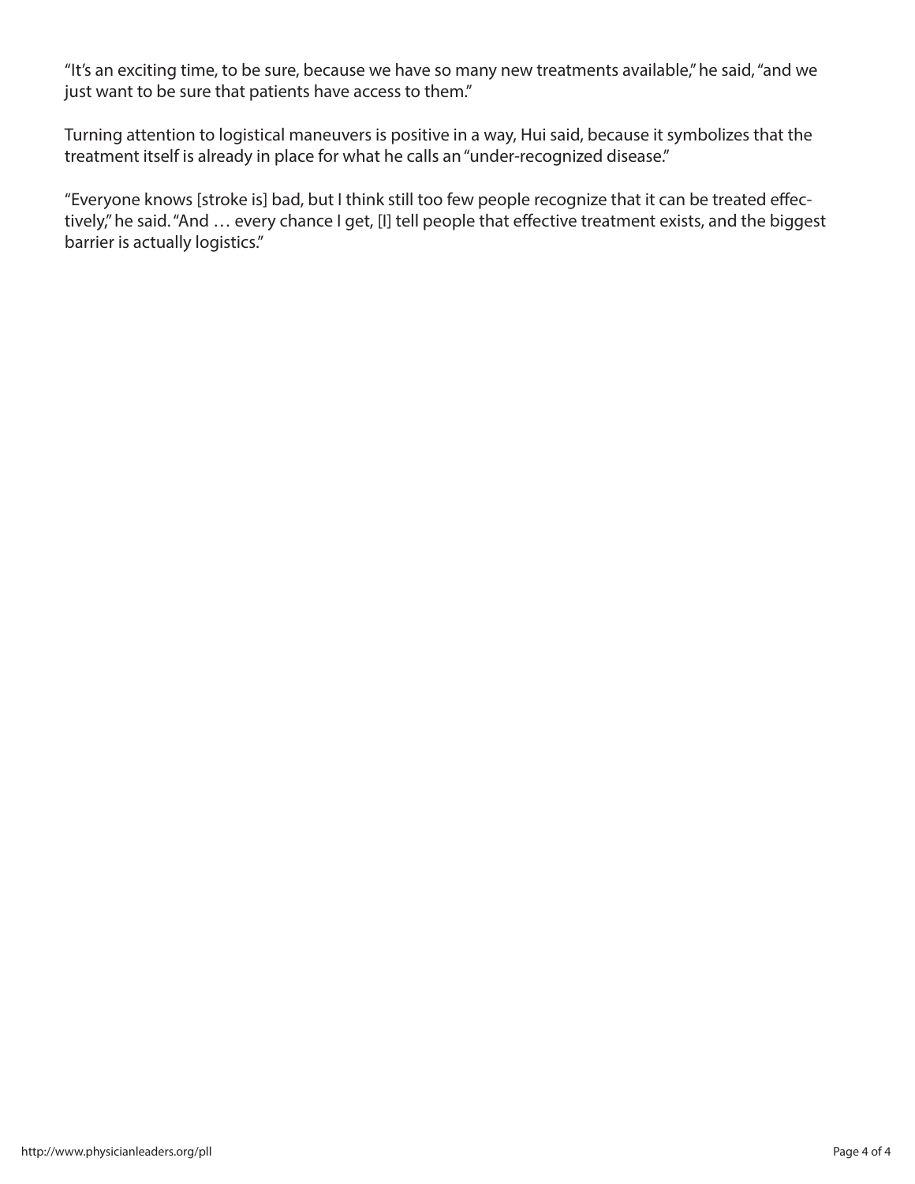"It's an exciting time, to be sure, because we have so many new treatments available," he said, "and we just want to be sure that patients have access to them."

Turning attention to logistical maneuvers is positive in a way, Hui said, because it symbolizes that the treatment itself is already in place for what he calls an "under-recognized disease."

"Everyone knows [stroke is] bad, but I think still too few people recognize that it can be treated effectively," he said. "And … every chance I get, [I] tell people that effective treatment exists, and the biggest barrier is actually logistics."